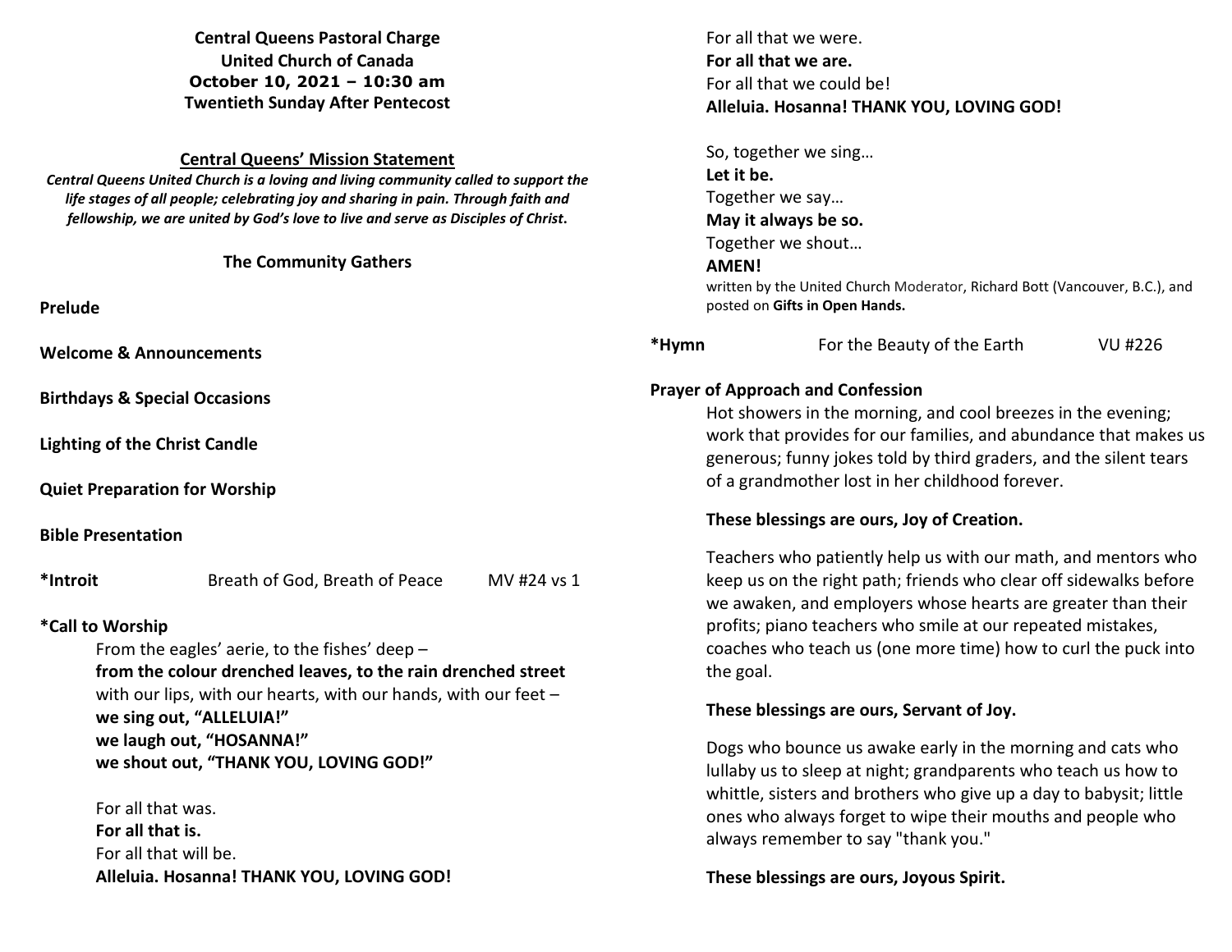**Central Queens Pastoral Charge**
**United Church of Canada**
**October 10, 2021 – 10:30 am**
**Twentieth Sunday After Pentecost**

**Central Queens' Mission Statement**

***Central Queens United Church is a loving and living community called to support the life stages of all people; celebrating joy and sharing in pain. Through faith and fellowship, we are united by God's love to live and serve as Disciples of Christ.***

**The Community Gathers**

**Prelude**

**Welcome & Announcements**

**Birthdays & Special Occasions**

**Lighting of the Christ Candle**

**Quiet Preparation for Worship**

**Bible Presentation**

**\*Introit** Breath of God, Breath of Peace MV #24 vs 1

**\*Call to Worship**

From the eagles' aerie, to the fishes' deep –
**from the colour drenched leaves, to the rain drenched street**
with our lips, with our hearts, with our hands, with our feet –
**we sing out, "ALLELUIA!"**
**we laugh out, "HOSANNA!"**
**we shout out, "THANK YOU, LOVING GOD!"**

For all that was.
**For all that is.**
For all that will be.
**Alleluia. Hosanna! THANK YOU, LOVING GOD!**

For all that we were.
**For all that we are.**
For all that we could be!
**Alleluia. Hosanna! THANK YOU, LOVING GOD!**

So, together we sing…
**Let it be.**
Together we say…
**May it always be so.**
Together we shout…
**AMEN!**

written by the United Church Moderator, Richard Bott (Vancouver, B.C.), and posted on **Gifts in Open Hands.**

**\*Hymn** For the Beauty of the Earth VU #226

**Prayer of Approach and Confession**

Hot showers in the morning, and cool breezes in the evening; work that provides for our families, and abundance that makes us generous; funny jokes told by third graders, and the silent tears of a grandmother lost in her childhood forever.

**These blessings are ours, Joy of Creation.**

Teachers who patiently help us with our math, and mentors who keep us on the right path; friends who clear off sidewalks before we awaken, and employers whose hearts are greater than their profits; piano teachers who smile at our repeated mistakes, coaches who teach us (one more time) how to curl the puck into the goal.

**These blessings are ours, Servant of Joy.**

Dogs who bounce us awake early in the morning and cats who lullaby us to sleep at night; grandparents who teach us how to whittle, sisters and brothers who give up a day to babysit; little ones who always forget to wipe their mouths and people who always remember to say "thank you."

**These blessings are ours, Joyous Spirit.**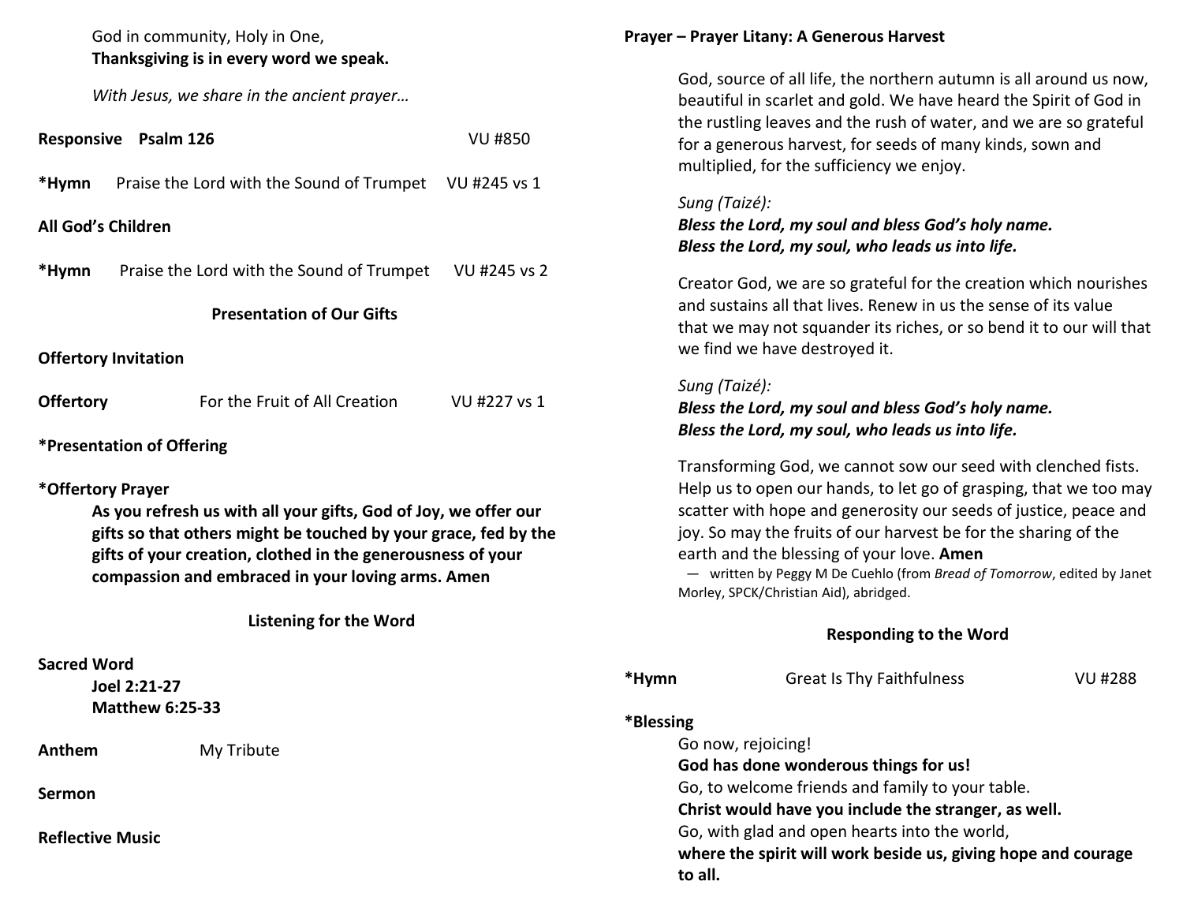God in community, Holy in One,
**Thanksgiving is in every word we speak.**

*With Jesus, we share in the ancient prayer…*

**Responsive Psalm 126** VU #850

***Hymn** Praise the Lord with the Sound of Trumpet VU #245 vs 1

**All God's Children**

***Hymn** Praise the Lord with the Sound of Trumpet VU #245 vs 2

## Presentation of Our Gifts

**Offertory Invitation**

**Offertory** For the Fruit of All Creation VU #227 vs 1

***Presentation of Offering**

***Offertory Prayer**

**As you refresh us with all your gifts, God of Joy, we offer our gifts so that others might be touched by your grace, fed by the gifts of your creation, clothed in the generousness of your compassion and embraced in your loving arms. Amen**

## Listening for the Word

**Sacred Word**

**Joel 2:21-27**
**Matthew 6:25-33**

**Anthem** My Tribute

**Sermon**

**Reflective Music**

**Prayer – Prayer Litany: A Generous Harvest**

God, source of all life, the northern autumn is all around us now, beautiful in scarlet and gold. We have heard the Spirit of God in the rustling leaves and the rush of water, and we are so grateful for a generous harvest, for seeds of many kinds, sown and multiplied, for the sufficiency we enjoy.

*Sung (Taizé):*
***Bless the Lord, my soul and bless God's holy name.***
***Bless the Lord, my soul, who leads us into life.***

Creator God, we are so grateful for the creation which nourishes and sustains all that lives. Renew in us the sense of its value that we may not squander its riches, or so bend it to our will that we find we have destroyed it.

*Sung (Taizé):*
***Bless the Lord, my soul and bless God's holy name.***
***Bless the Lord, my soul, who leads us into life.***

Transforming God, we cannot sow our seed with clenched fists. Help us to open our hands, to let go of grasping, that we too may scatter with hope and generosity our seeds of justice, peace and joy. So may the fruits of our harvest be for the sharing of the earth and the blessing of your love. **Amen**

— written by Peggy M De Cuehlo (from *Bread of Tomorrow*, edited by Janet Morley, SPCK/Christian Aid), abridged.

## Responding to the Word

***Hymn** Great Is Thy Faithfulness VU #288

***Blessing**

Go now, rejoicing!
**God has done wonderous things for us!**
Go, to welcome friends and family to your table.
**Christ would have you include the stranger, as well.**
Go, with glad and open hearts into the world,
**where the spirit will work beside us, giving hope and courage to all.**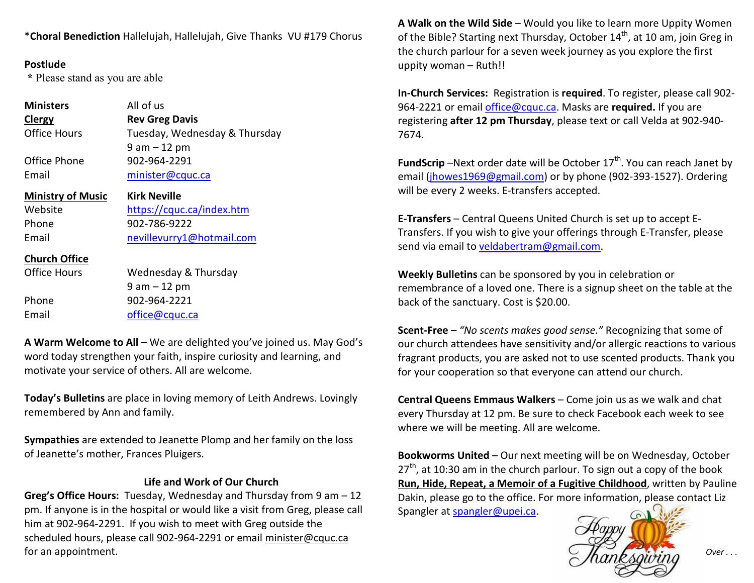\***Choral Benediction** Hallelujah, Hallelujah, Give Thanks VU #179 Chorus

**Postlude**

\* Please stand as you are able

| | |
|---|---|
| **Ministers** | All of us |
| **Clergy** | **Rev Greg Davis** |
| Office Hours | Tuesday, Wednesday & Thursday 9 am – 12 pm |
| Office Phone | 902-964-2291 |
| Email | minister@cquc.ca |
| **Ministry of Music** | **Kirk Neville** |
| Website | https://cquc.ca/index.htm |
| Phone | 902-786-9222 |
| Email | nevillevurry1@hotmail.com |
| **Church Office** | |
| Office Hours | Wednesday & Thursday 9 am – 12 pm |
| Phone | 902-964-2221 |
| Email | office@cquc.ca |

**A Warm Welcome to All** – We are delighted you've joined us. May God's word today strengthen your faith, inspire curiosity and learning, and motivate your service of others. All are welcome.

**Today's Bulletins** are place in loving memory of Leith Andrews. Lovingly remembered by Ann and family.

**Sympathies** are extended to Jeanette Plomp and her family on the loss of Jeanette's mother, Frances Pluigers.

## Life and Work of Our Church

**Greg's Office Hours:** Tuesday, Wednesday and Thursday from 9 am – 12 pm. If anyone is in the hospital or would like a visit from Greg, please call him at 902-964-2291. If you wish to meet with Greg outside the scheduled hours, please call 902-964-2291 or email minister@cquc.ca for an appointment.

**A Walk on the Wild Side** – Would you like to learn more Uppity Women of the Bible? Starting next Thursday, October 14th, at 10 am, join Greg in the church parlour for a seven week journey as you explore the first uppity woman – Ruth!!

**In-Church Services:** Registration is **required**. To register, please call 902-964-2221 or email office@cquc.ca. Masks are **required.** If you are registering **after 12 pm Thursday**, please text or call Velda at 902-940-7674.

**FundScrip** –Next order date will be October 17th. You can reach Janet by email (jhowes1969@gmail.com) or by phone (902-393-1527). Ordering will be every 2 weeks. E-transfers accepted.

**E-Transfers** – Central Queens United Church is set up to accept E-Transfers. If you wish to give your offerings through E-Transfer, please send via email to veldabertram@gmail.com.

**Weekly Bulletins** can be sponsored by you in celebration or remembrance of a loved one. There is a signup sheet on the table at the back of the sanctuary. Cost is $20.00.

**Scent-Free** – *"No scents makes good sense."* Recognizing that some of our church attendees have sensitivity and/or allergic reactions to various fragrant products, you are asked not to use scented products. Thank you for your cooperation so that everyone can attend our church.

**Central Queens Emmaus Walkers** – Come join us as we walk and chat every Thursday at 12 pm. Be sure to check Facebook each week to see where we will be meeting. All are welcome.

**Bookworms United** – Our next meeting will be on Wednesday, October 27th, at 10:30 am in the church parlour. To sign out a copy of the book **Run, Hide, Repeat, a Memoir of a Fugitive Childhood**, written by Pauline Dakin, please go to the office. For more information, please contact Liz Spangler at spangler@upei.ca.

Happy Thanksgiving

*Over . . .*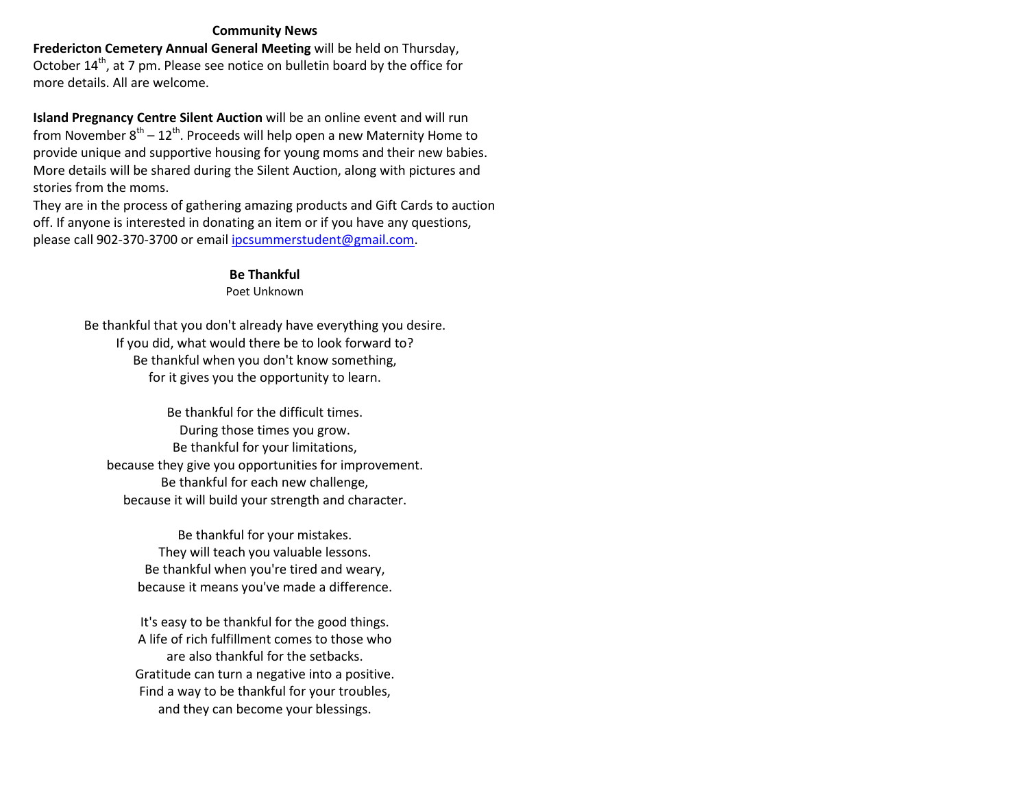## Community News

**Fredericton Cemetery Annual General Meeting** will be held on Thursday, October 14th, at 7 pm. Please see notice on bulletin board by the office for more details. All are welcome.

**Island Pregnancy Centre Silent Auction** will be an online event and will run from November 8th – 12th. Proceeds will help open a new Maternity Home to provide unique and supportive housing for young moms and their new babies. More details will be shared during the Silent Auction, along with pictures and stories from the moms.

They are in the process of gathering amazing products and Gift Cards to auction off. If anyone is interested in donating an item or if you have any questions, please call 902-370-3700 or email ipcsummerstudent@gmail.com.

## Be Thankful

Poet Unknown

Be thankful that you don't already have everything you desire.
If you did, what would there be to look forward to?
Be thankful when you don't know something,
for it gives you the opportunity to learn.

Be thankful for the difficult times.
During those times you grow.
Be thankful for your limitations,
because they give you opportunities for improvement.
Be thankful for each new challenge,
because it will build your strength and character.

Be thankful for your mistakes.
They will teach you valuable lessons.
Be thankful when you're tired and weary,
because it means you've made a difference.

It's easy to be thankful for the good things.
A life of rich fulfillment comes to those who
are also thankful for the setbacks.
Gratitude can turn a negative into a positive.
Find a way to be thankful for your troubles,
and they can become your blessings.